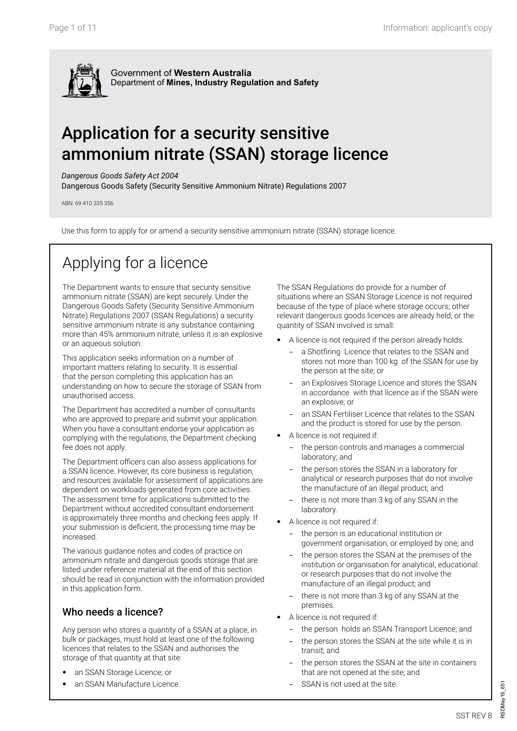Government of **Western Australia**
Department of **Mines, Industry Regulation and Safety**

# Application for a security sensitive ammonium nitrate (SSAN) storage licence

*Dangerous Goods Safety Act 2004*
Dangerous Goods Safety (Security Sensitive Ammonium Nitrate) Regulations 2007

ABN: 69 410 335 356

Use this form to apply for or amend a security sensitive ammonium nitrate (SSAN) storage licence.

## Applying for a licence

The Department wants to ensure that security sensitive ammonium nitrate (SSAN) are kept securely. Under the Dangerous Goods Safety (Security Sensitive Ammonium Nitrate) Regulations 2007 (SSAN Regulations) a security sensitive ammonium nitrate is any substance containing more than 45% ammonium nitrate, unless it is an explosive or an aqueous solution.

This application seeks information on a number of important matters relating to security. It is essential that the person completing this application has an understanding on how to secure the storage of SSAN from unauthorised access.

The Department has accredited a number of consultants who are approved to prepare and submit your application. When you have a consultant endorse your application as complying with the regulations, the Department checking fee does not apply.

The Department officers can also assess applications for a SSAN licence. However, its core business is regulation, and resources available for assessment of applications are dependent on workloads generated from core activities. The assessment time for applications submitted to the Department without accredited consultant endorsement is approximately three months and checking fees apply. If your submission is deficient, the processing time may be increased.

The various guidance notes and codes of practice on ammonium nitrate and dangerous goods storage that are listed under reference material at the end of this section should be read in conjunction with the information provided in this application form.

### Who needs a licence?

Any person who stores a quantity of a SSAN at a place, in bulk or packages, must hold at least one of the following licences that relates to the SSAN and authorises the storage of that quantity at that site:

- an SSAN Storage Licence; or
- an SSAN Manufacture Licence.

The SSAN Regulations do provide for a number of situations where an SSAN Storage Licence is not required because of the type of place where storage occurs; other relevant dangerous goods licences are already held; or the quantity of SSAN involved is small:

- A licence is not required if the person already holds:
  - a Shotfiring Licence that relates to the SSAN and stores not more than 100 kg of the SSAN for use by the person at the site; or
  - an Explosives Storage Licence and stores the SSAN in accordance with that licence as if the SSAN were an explosive; or
  - an SSAN Fertiliser Licence that relates to the SSAN and the product is stored for use by the person.
- A licence is not required if:
  - the person controls and manages a commercial laboratory; and
  - the person stores the SSAN in a laboratory for analytical or research purposes that do not involve the manufacture of an illegal product; and
  - there is not more than 3 kg of any SSAN in the laboratory.
- A licence is not required if:
  - the person is an educational institution or government organisation, or employed by one; and
  - the person stores the SSAN at the premises of the institution or organisation for analytical, educational or research purposes that do not involve the manufacture of an illegal product; and
  - there is not more than 3 kg of any SSAN at the premises.
- A licence is not required if:
  - the person holds an SSAN Transport Licence; and
  - the person stores the SSAN at the site while it is in transit; and
  - the person stores the SSAN at the site in containers that are not opened at the site; and
  - SSAN is not used at the site.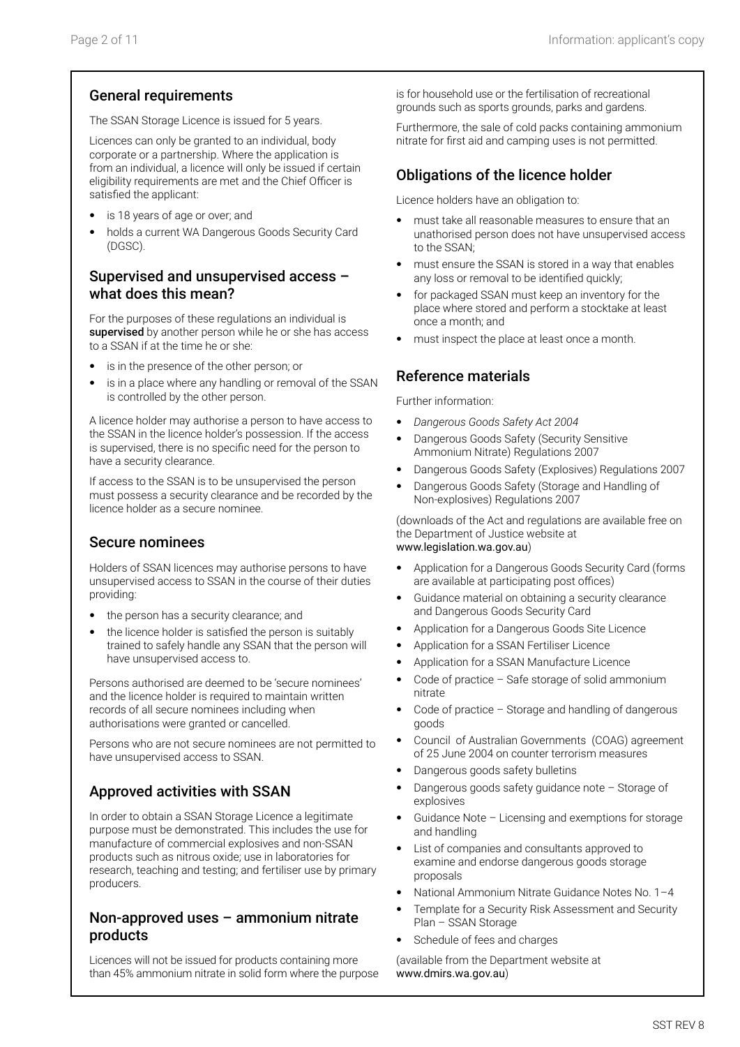## General requirements

The SSAN Storage Licence is issued for 5 years.

Licences can only be granted to an individual, body corporate or a partnership. Where the application is from an individual, a licence will only be issued if certain eligibility requirements are met and the Chief Officer is satisfied the applicant:

- is 18 years of age or over; and
- holds a current WA Dangerous Goods Security Card (DGSC).

## Supervised and unsupervised access – what does this mean?

For the purposes of these regulations an individual is **supervised** by another person while he or she has access to a SSAN if at the time he or she:

- is in the presence of the other person; or
- is in a place where any handling or removal of the SSAN is controlled by the other person.

A licence holder may authorise a person to have access to the SSAN in the licence holder's possession. If the access is supervised, there is no specific need for the person to have a security clearance.

If access to the SSAN is to be unsupervised the person must possess a security clearance and be recorded by the licence holder as a secure nominee.

## Secure nominees

Holders of SSAN licences may authorise persons to have unsupervised access to SSAN in the course of their duties providing:

- the person has a security clearance; and
- the licence holder is satisfied the person is suitably trained to safely handle any SSAN that the person will have unsupervised access to.

Persons authorised are deemed to be 'secure nominees' and the licence holder is required to maintain written records of all secure nominees including when authorisations were granted or cancelled.

Persons who are not secure nominees are not permitted to have unsupervised access to SSAN.

## Approved activities with SSAN

In order to obtain a SSAN Storage Licence a legitimate purpose must be demonstrated. This includes the use for manufacture of commercial explosives and non-SSAN products such as nitrous oxide; use in laboratories for research, teaching and testing; and fertiliser use by primary producers.

## Non-approved uses – ammonium nitrate products

Licences will not be issued for products containing more than 45% ammonium nitrate in solid form where the purpose is for household use or the fertilisation of recreational grounds such as sports grounds, parks and gardens.

Furthermore, the sale of cold packs containing ammonium nitrate for first aid and camping uses is not permitted.

## Obligations of the licence holder

Licence holders have an obligation to:

- must take all reasonable measures to ensure that an unathorised person does not have unsupervised access to the SSAN;
- must ensure the SSAN is stored in a way that enables any loss or removal to be identified quickly;
- for packaged SSAN must keep an inventory for the place where stored and perform a stocktake at least once a month; and
- must inspect the place at least once a month.

## Reference materials

Further information:

- *Dangerous Goods Safety Act 2004*
- Dangerous Goods Safety (Security Sensitive Ammonium Nitrate) Regulations 2007
- Dangerous Goods Safety (Explosives) Regulations 2007
- Dangerous Goods Safety (Storage and Handling of Non-explosives) Regulations 2007

(downloads of the Act and regulations are available free on the Department of Justice website at www.legislation.wa.gov.au)

- Application for a Dangerous Goods Security Card (forms are available at participating post offices)
- Guidance material on obtaining a security clearance and Dangerous Goods Security Card
- Application for a Dangerous Goods Site Licence
- Application for a SSAN Fertiliser Licence
- Application for a SSAN Manufacture Licence
- Code of practice – Safe storage of solid ammonium nitrate
- Code of practice – Storage and handling of dangerous goods
- Council of Australian Governments (COAG) agreement of 25 June 2004 on counter terrorism measures
- Dangerous goods safety bulletins
- Dangerous goods safety guidance note – Storage of explosives
- Guidance Note – Licensing and exemptions for storage and handling
- List of companies and consultants approved to examine and endorse dangerous goods storage proposals
- National Ammonium Nitrate Guidance Notes No. 1–4
- Template for a Security Risk Assessment and Security Plan – SSAN Storage
- Schedule of fees and charges

(available from the Department website at www.dmirs.wa.gov.au)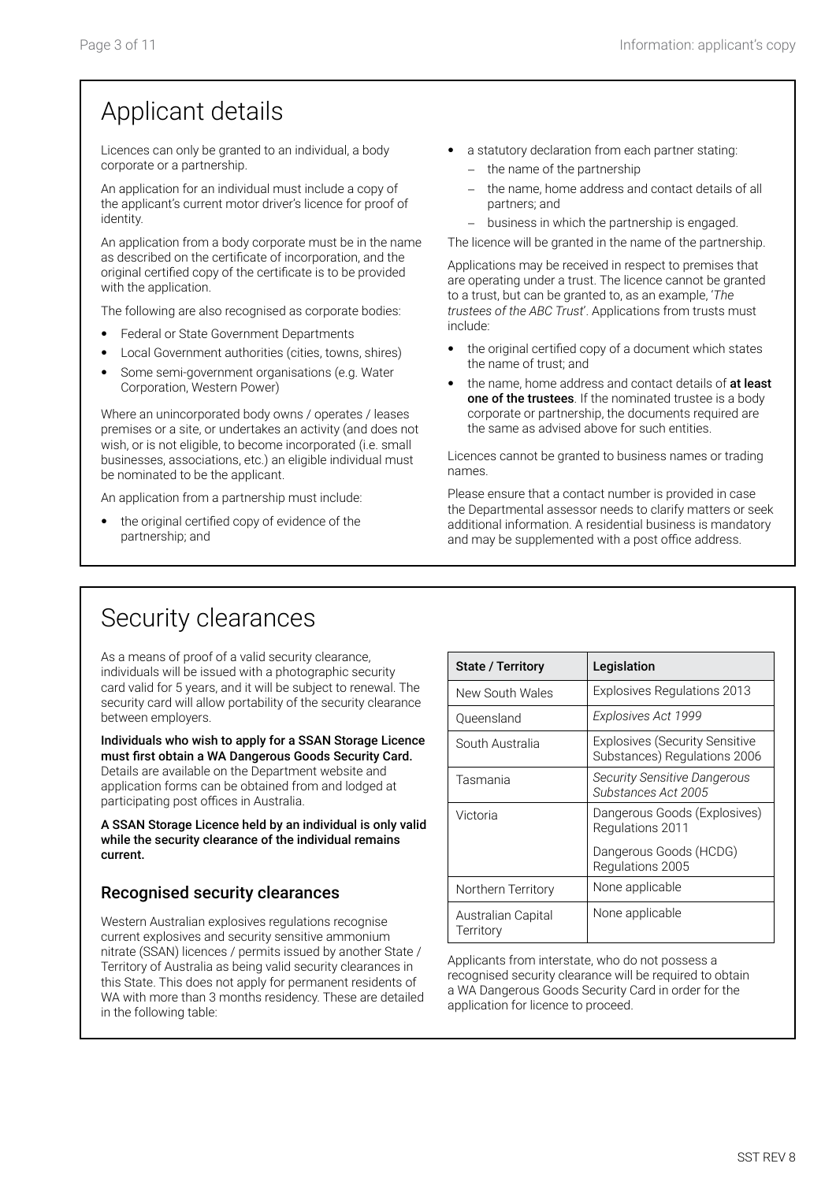# Applicant details

Licences can only be granted to an individual, a body corporate or a partnership.

An application for an individual must include a copy of the applicant's current motor driver's licence for proof of identity.

An application from a body corporate must be in the name as described on the certificate of incorporation, and the original certified copy of the certificate is to be provided with the application.

The following are also recognised as corporate bodies:

- Federal or State Government Departments
- Local Government authorities (cities, towns, shires)
- Some semi-government organisations (e.g. Water Corporation, Western Power)

Where an unincorporated body owns / operates / leases premises or a site, or undertakes an activity (and does not wish, or is not eligible, to become incorporated (i.e. small businesses, associations, etc.) an eligible individual must be nominated to be the applicant.

An application from a partnership must include:

- the original certified copy of evidence of the partnership; and
- a statutory declaration from each partner stating:
  - the name of the partnership
  - the name, home address and contact details of all partners; and
  - business in which the partnership is engaged.

The licence will be granted in the name of the partnership.

Applications may be received in respect to premises that are operating under a trust. The licence cannot be granted to a trust, but can be granted to, as an example, '*The trustees of the ABC Trust*'. Applications from trusts must include:

- the original certified copy of a document which states the name of trust; and
- the name, home address and contact details of **at least one of the trustees**. If the nominated trustee is a body corporate or partnership, the documents required are the same as advised above for such entities.

Licences cannot be granted to business names or trading names.

Please ensure that a contact number is provided in case the Departmental assessor needs to clarify matters or seek additional information. A residential business is mandatory and may be supplemented with a post office address.

# Security clearances

As a means of proof of a valid security clearance, individuals will be issued with a photographic security card valid for 5 years, and it will be subject to renewal. The security card will allow portability of the security clearance between employers.

**Individuals who wish to apply for a SSAN Storage Licence must first obtain a WA Dangerous Goods Security Card.** Details are available on the Department website and application forms can be obtained from and lodged at participating post offices in Australia.

**A SSAN Storage Licence held by an individual is only valid while the security clearance of the individual remains current.**

## Recognised security clearances

Western Australian explosives regulations recognise current explosives and security sensitive ammonium nitrate (SSAN) licences / permits issued by another State / Territory of Australia as being valid security clearances in this State. This does not apply for permanent residents of WA with more than 3 months residency. These are detailed in the following table:

| State / Territory | Legislation |
|---|---|
| New South Wales | Explosives Regulations 2013 |
| Queensland | *Explosives Act 1999* |
| South Australia | Explosives (Security Sensitive Substances) Regulations 2006 |
| Tasmania | *Security Sensitive Dangerous Substances Act 2005* |
| Victoria | Dangerous Goods (Explosives) Regulations 2011<br>Dangerous Goods (HCDG) Regulations 2005 |
| Northern Territory | None applicable |
| Australian Capital Territory | None applicable |

Applicants from interstate, who do not possess a recognised security clearance will be required to obtain a WA Dangerous Goods Security Card in order for the application for licence to proceed.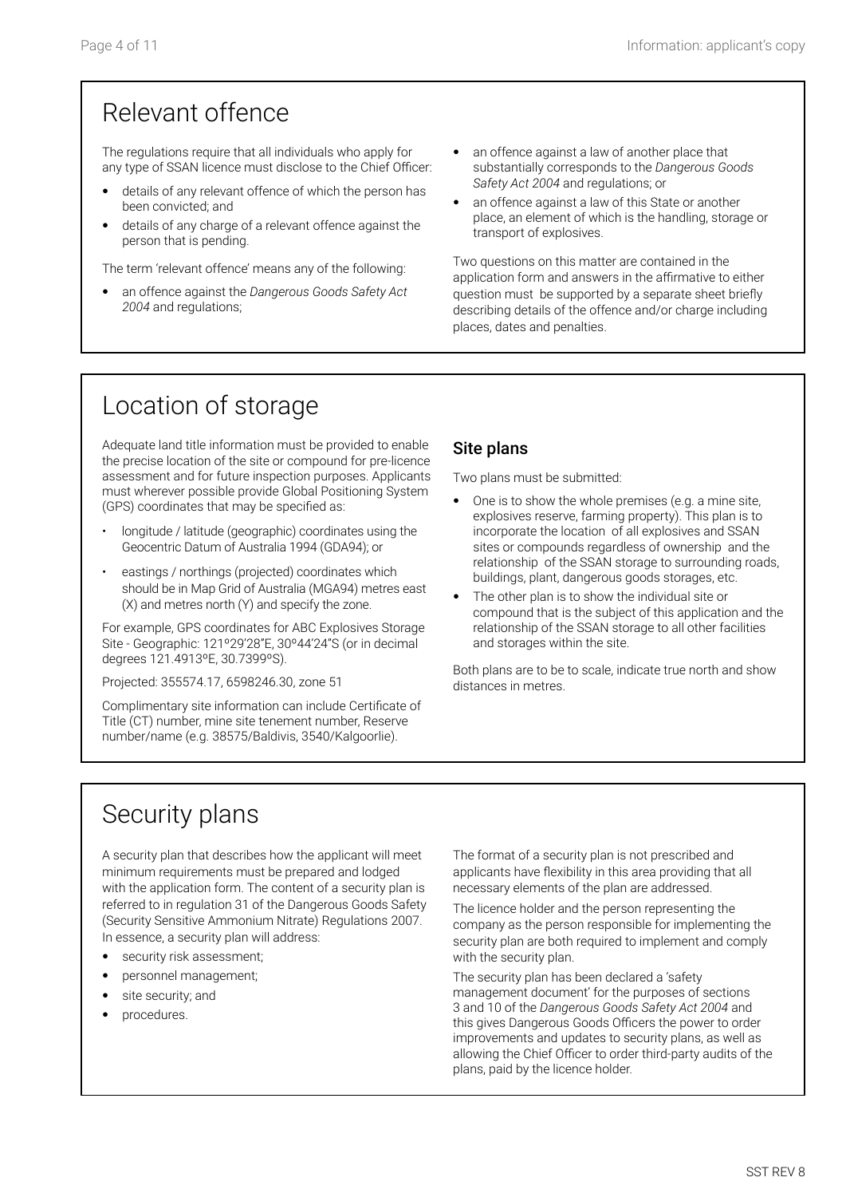## Relevant offence

The regulations require that all individuals who apply for any type of SSAN licence must disclose to the Chief Officer:

- details of any relevant offence of which the person has been convicted; and
- details of any charge of a relevant offence against the person that is pending.

The term 'relevant offence' means any of the following:

- an offence against the *Dangerous Goods Safety Act 2004* and regulations;
- an offence against a law of another place that substantially corresponds to the *Dangerous Goods Safety Act 2004* and regulations; or
- an offence against a law of this State or another place, an element of which is the handling, storage or transport of explosives.

Two questions on this matter are contained in the application form and answers in the affirmative to either question must be supported by a separate sheet briefly describing details of the offence and/or charge including places, dates and penalties.

## Location of storage

Adequate land title information must be provided to enable the precise location of the site or compound for pre-licence assessment and for future inspection purposes. Applicants must wherever possible provide Global Positioning System (GPS) coordinates that may be specified as:

- longitude / latitude (geographic) coordinates using the Geocentric Datum of Australia 1994 (GDA94); or
- eastings / northings (projected) coordinates which should be in Map Grid of Australia (MGA94) metres east (X) and metres north (Y) and specify the zone.

For example, GPS coordinates for ABC Explosives Storage Site - Geographic: 121º29'28"E, 30º44'24"S (or in decimal degrees 121.4913ºE, 30.7399ºS).

Projected: 355574.17, 6598246.30, zone 51

Complimentary site information can include Certificate of Title (CT) number, mine site tenement number, Reserve number/name (e.g. 38575/Baldivis, 3540/Kalgoorlie).

### Site plans

Two plans must be submitted:

- One is to show the whole premises (e.g. a mine site, explosives reserve, farming property). This plan is to incorporate the location of all explosives and SSAN sites or compounds regardless of ownership and the relationship of the SSAN storage to surrounding roads, buildings, plant, dangerous goods storages, etc.
- The other plan is to show the individual site or compound that is the subject of this application and the relationship of the SSAN storage to all other facilities and storages within the site.

Both plans are to be to scale, indicate true north and show distances in metres.

## Security plans

A security plan that describes how the applicant will meet minimum requirements must be prepared and lodged with the application form. The content of a security plan is referred to in regulation 31 of the Dangerous Goods Safety (Security Sensitive Ammonium Nitrate) Regulations 2007. In essence, a security plan will address:

- security risk assessment;
- personnel management;
- site security; and
- procedures.

The format of a security plan is not prescribed and applicants have flexibility in this area providing that all necessary elements of the plan are addressed.

The licence holder and the person representing the company as the person responsible for implementing the security plan are both required to implement and comply with the security plan.

The security plan has been declared a 'safety management document' for the purposes of sections 3 and 10 of the *Dangerous Goods Safety Act 2004* and this gives Dangerous Goods Officers the power to order improvements and updates to security plans, as well as allowing the Chief Officer to order third-party audits of the plans, paid by the licence holder.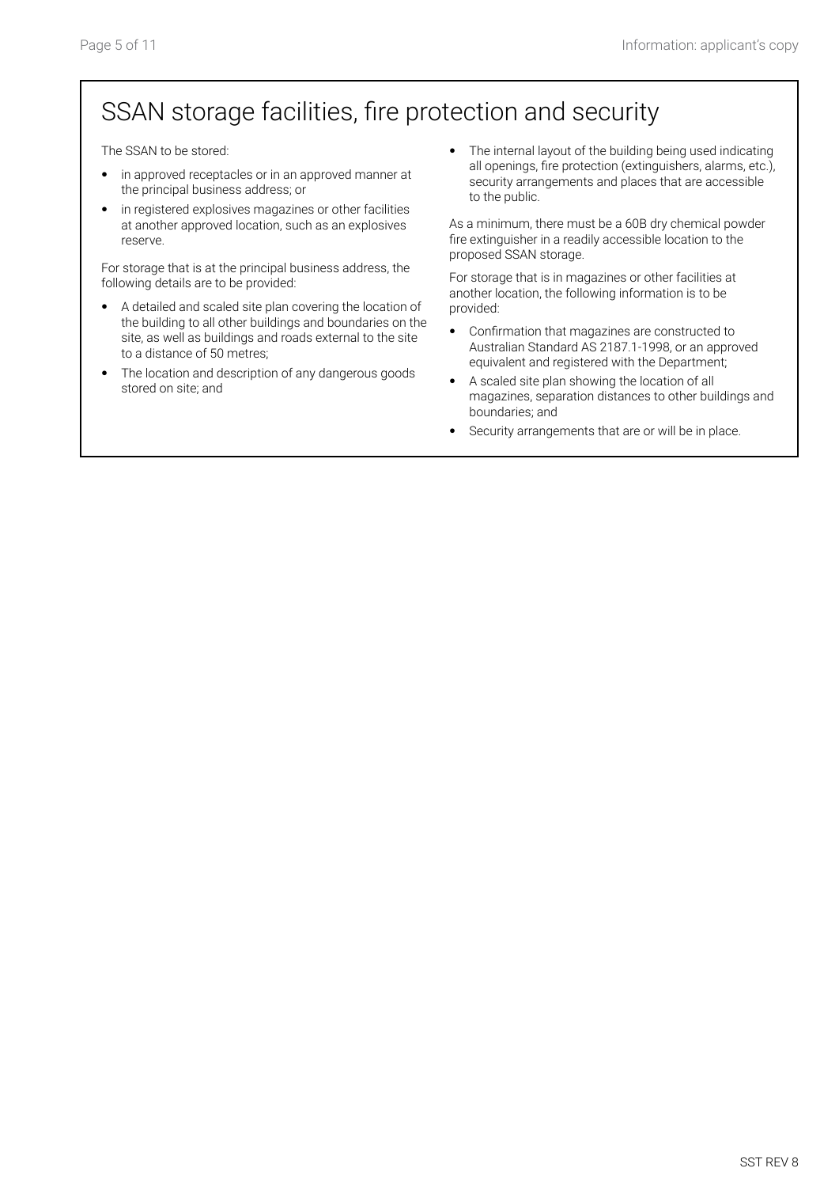# SSAN storage facilities, fire protection and security

The SSAN to be stored:

- in approved receptacles or in an approved manner at the principal business address; or
- in registered explosives magazines or other facilities at another approved location, such as an explosives reserve.

For storage that is at the principal business address, the following details are to be provided:

- A detailed and scaled site plan covering the location of the building to all other buildings and boundaries on the site, as well as buildings and roads external to the site to a distance of 50 metres;
- The location and description of any dangerous goods stored on site; and
- The internal layout of the building being used indicating all openings, fire protection (extinguishers, alarms, etc.), security arrangements and places that are accessible to the public.

As a minimum, there must be a 60B dry chemical powder fire extinguisher in a readily accessible location to the proposed SSAN storage.

For storage that is in magazines or other facilities at another location, the following information is to be provided:

- Confirmation that magazines are constructed to Australian Standard AS 2187.1-1998, or an approved equivalent and registered with the Department;
- A scaled site plan showing the location of all magazines, separation distances to other buildings and boundaries; and
- Security arrangements that are or will be in place.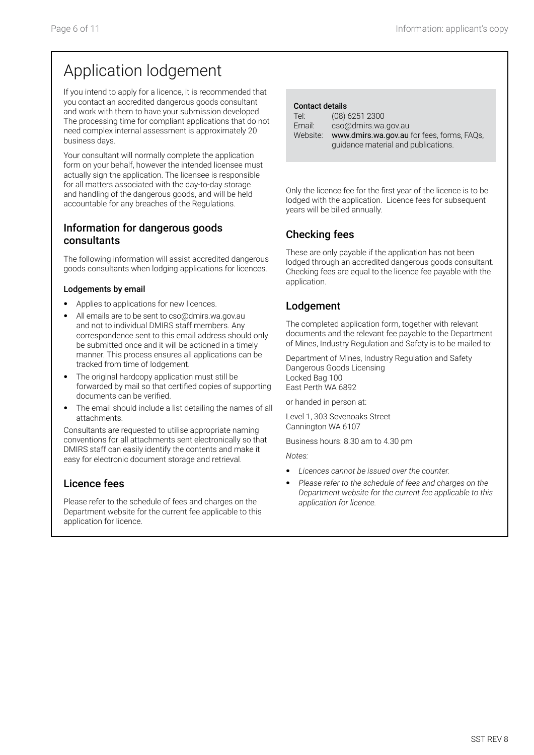# Application lodgement

If you intend to apply for a licence, it is recommended that you contact an accredited dangerous goods consultant and work with them to have your submission developed. The processing time for compliant applications that do not need complex internal assessment is approximately 20 business days.

Your consultant will normally complete the application form on your behalf, however the intended licensee must actually sign the application. The licensee is responsible for all matters associated with the day-to-day storage and handling of the dangerous goods, and will be held accountable for any breaches of the Regulations.

## Information for dangerous goods consultants

The following information will assist accredited dangerous goods consultants when lodging applications for licences.

### Lodgements by email

- Applies to applications for new licences.
- All emails are to be sent to cso@dmirs.wa.gov.au and not to individual DMIRS staff members. Any correspondence sent to this email address should only be submitted once and it will be actioned in a timely manner. This process ensures all applications can be tracked from time of lodgement.
- The original hardcopy application must still be forwarded by mail so that certified copies of supporting documents can be verified.
- The email should include a list detailing the names of all attachments.

Consultants are requested to utilise appropriate naming conventions for all attachments sent electronically so that DMIRS staff can easily identify the contents and make it easy for electronic document storage and retrieval.

## Licence fees

Please refer to the schedule of fees and charges on the Department website for the current fee applicable to this application for licence.

**Contact details**

Tel: (08) 6251 2300
Email: cso@dmirs.wa.gov.au
Website: **www.dmirs.wa.gov.au** for fees, forms, FAQs, guidance material and publications.

Only the licence fee for the first year of the licence is to be lodged with the application. Licence fees for subsequent years will be billed annually.

## Checking fees

These are only payable if the application has not been lodged through an accredited dangerous goods consultant. Checking fees are equal to the licence fee payable with the application.

## Lodgement

The completed application form, together with relevant documents and the relevant fee payable to the Department of Mines, Industry Regulation and Safety is to be mailed to:

Department of Mines, Industry Regulation and Safety
Dangerous Goods Licensing
Locked Bag 100
East Perth WA 6892

or handed in person at:

Level 1, 303 Sevenoaks Street
Cannington WA 6107

Business hours: 8.30 am to 4.30 pm

*Notes:*

- *Licences cannot be issued over the counter.*
- *Please refer to the schedule of fees and charges on the Department website for the current fee applicable to this application for licence.*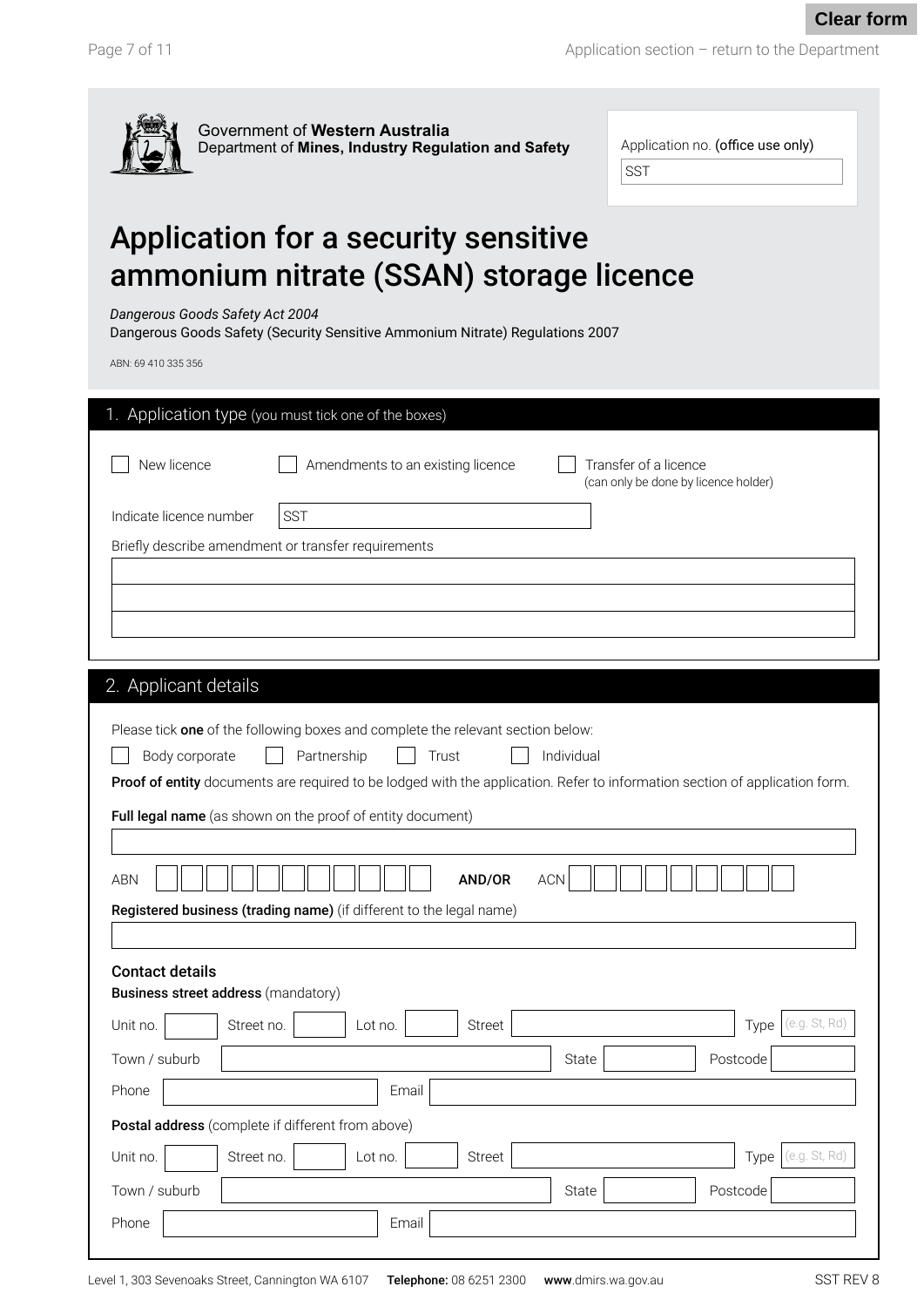Government of **Western Australia**
Department of **Mines, Industry Regulation and Safety**

Application no. (office use only)
SST

# Application for a security sensitive ammonium nitrate (SSAN) storage licence

*Dangerous Goods Safety Act 2004*
Dangerous Goods Safety (Security Sensitive Ammonium Nitrate) Regulations 2007

ABN: 69 410 335 356

## 1. Application type (you must tick one of the boxes)

☐ New licence ☐ Amendments to an existing licence ☐ Transfer of a licence (can only be done by licence holder)

Indicate licence number: SST

Briefly describe amendment or transfer requirements

## 2. Applicant details

Please tick **one** of the following boxes and complete the relevant section below:

☐ Body corporate ☐ Partnership ☐ Trust ☐ Individual

**Proof of entity** documents are required to be lodged with the application. Refer to information section of application form.

**Full legal name** (as shown on the proof of entity document)

ABN **AND/OR** ACN

**Registered business (trading name)** (if different to the legal name)

### Contact details

**Business street address** (mandatory)

Unit no. Street no. Lot no. Street Type (e.g. St, Rd)

Town / suburb State Postcode

Phone Email

**Postal address** (complete if different from above)

Unit no. Street no. Lot no. Street Type (e.g. St, Rd)

Town / suburb State Postcode

Phone Email

Level 1, 303 Sevenoaks Street, Cannington WA 6107 **Telephone:** 08 6251 2300 **www**.dmirs.wa.gov.au SST REV 8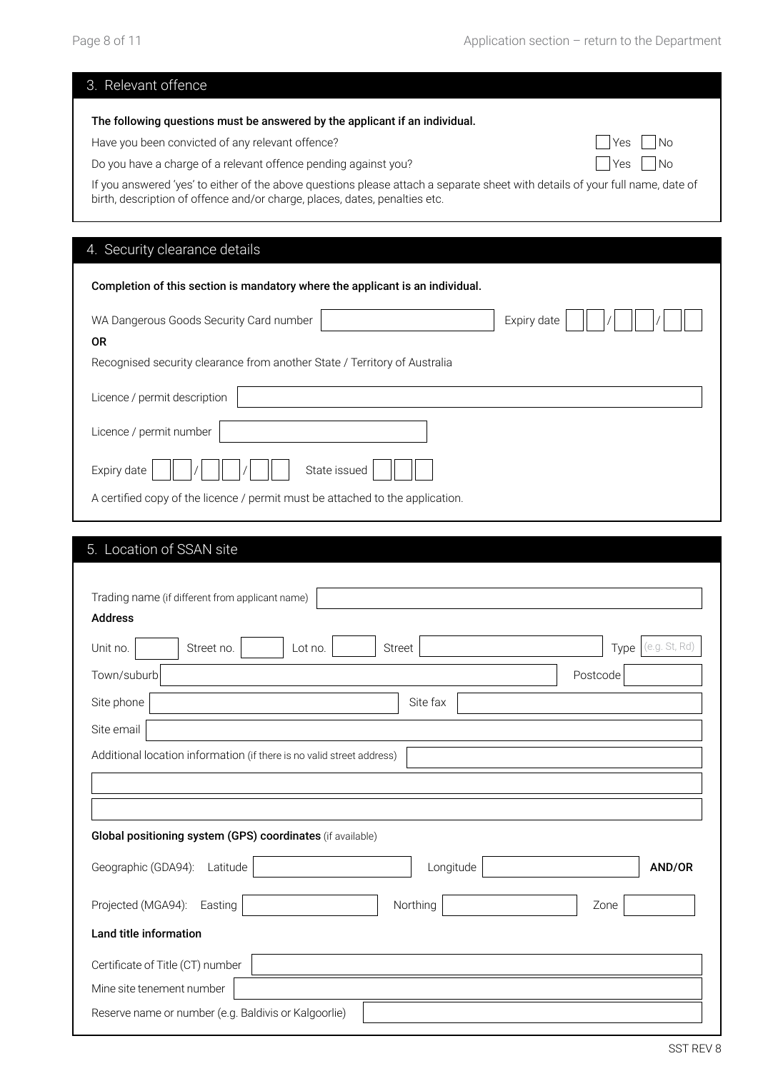## 3. Relevant offence

**The following questions must be answered by the applicant if an individual.**

Have you been convicted of any relevant offence? ☐ Yes ☐ No

Do you have a charge of a relevant offence pending against you? ☐ Yes ☐ No

If you answered 'yes' to either of the above questions please attach a separate sheet with details of your full name, date of birth, description of offence and/or charge, places, dates, penalties etc.

## 4. Security clearance details

**Completion of this section is mandatory where the applicant is an individual.**

WA Dangerous Goods Security Card number ______ Expiry date __ __ / __ __ / __ __

**OR**

Recognised security clearance from another State / Territory of Australia

Licence / permit description ______

Licence / permit number ______

Expiry date __ __ / __ __ / __ __ State issued ______

A certified copy of the licence / permit must be attached to the application.

## 5. Location of SSAN site

Trading name (if different from applicant name) ______

**Address**

Unit no. ______ Street no. ______ Lot no. ______ Street ______ Type (e.g. St, Rd) ______

Town/suburb ______ Postcode ______

Site phone ______ Site fax ______

Site email ______

Additional location information (if there is no valid street address) ______

**Global positioning system (GPS) coordinates** (if available)

Geographic (GDA94): Latitude ______ Longitude ______ **AND/OR**

Projected (MGA94): Easting ______ Northing ______ Zone ______

**Land title information**

Certificate of Title (CT) number ______

Mine site tenement number ______

Reserve name or number (e.g. Baldivis or Kalgoorlie) ______

SST REV 8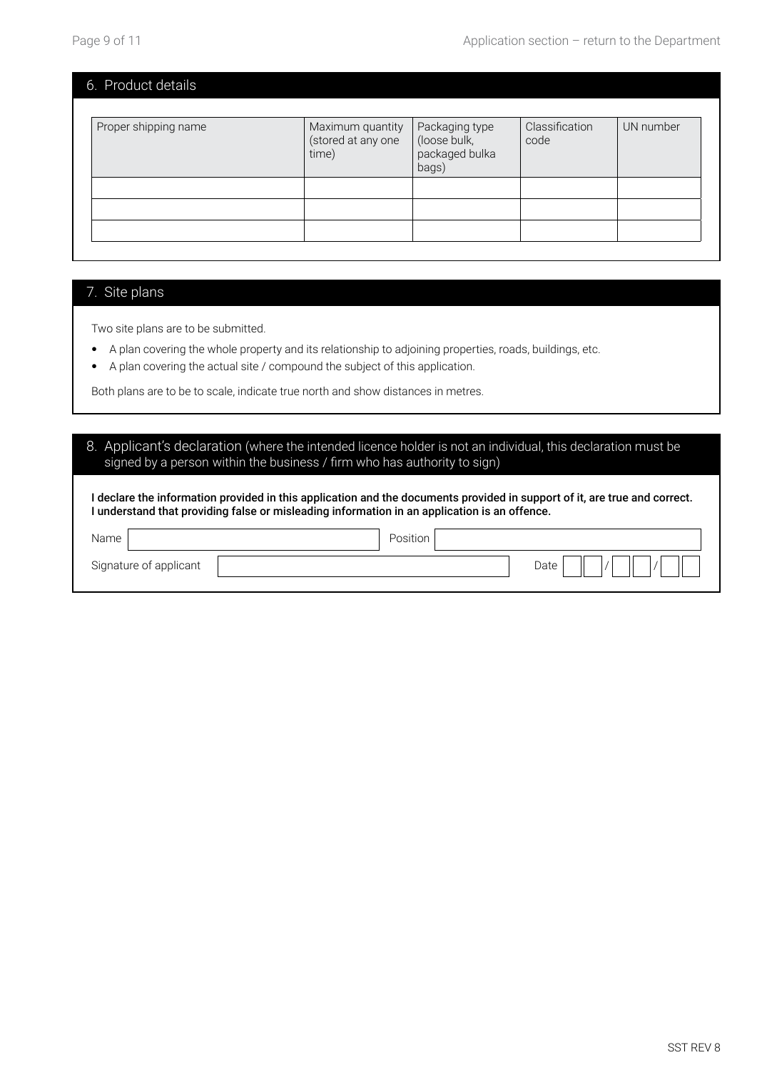## 6. Product details

| Proper shipping name | Maximum quantity (stored at any one time) | Packaging type (loose bulk, packaged bulka bags) | Classification code | UN number |
|---|---|---|---|---|
| | | | | |
| | | | | |
| | | | | |

## 7. Site plans

Two site plans are to be submitted.

- A plan covering the whole property and its relationship to adjoining properties, roads, buildings, etc.
- A plan covering the actual site / compound the subject of this application.

Both plans are to be to scale, indicate true north and show distances in metres.

## 8. Applicant's declaration (where the intended licence holder is not an individual, this declaration must be signed by a person within the business / firm who has authority to sign)

**I declare the information provided in this application and the documents provided in support of it, are true and correct. I understand that providing false or misleading information in an application is an offence.**

Name ____________________ Position ____________________

Signature of applicant ____________________ Date ___ / ___ / ___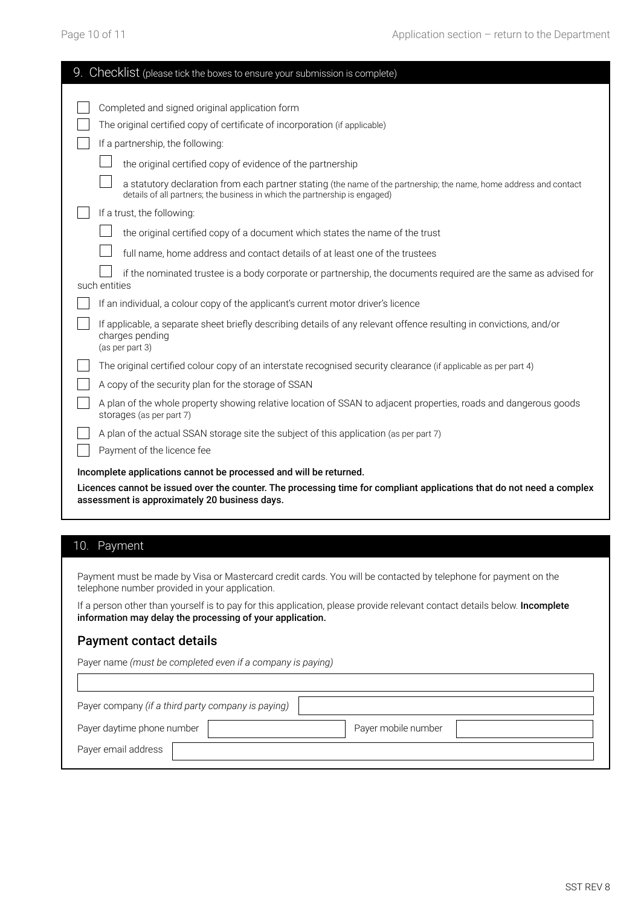## 9. Checklist (please tick the boxes to ensure your submission is complete)

- [ ] Completed and signed original application form
- [ ] The original certified copy of certificate of incorporation (if applicable)
- [ ] If a partnership, the following:
  - [ ] the original certified copy of evidence of the partnership
  - [ ] a statutory declaration from each partner stating (the name of the partnership; the name, home address and contact details of all partners; the business in which the partnership is engaged)
- [ ] If a trust, the following:
  - [ ] the original certified copy of a document which states the name of the trust
  - [ ] full name, home address and contact details of at least one of the trustees
  - [ ] if the nominated trustee is a body corporate or partnership, the documents required are the same as advised for such entities
- [ ] If an individual, a colour copy of the applicant's current motor driver's licence
- [ ] If applicable, a separate sheet briefly describing details of any relevant offence resulting in convictions, and/or charges pending (as per part 3)
- [ ] The original certified colour copy of an interstate recognised security clearance (if applicable as per part 4)
- [ ] A copy of the security plan for the storage of SSAN
- [ ] A plan of the whole property showing relative location of SSAN to adjacent properties, roads and dangerous goods storages (as per part 7)
- [ ] A plan of the actual SSAN storage site the subject of this application (as per part 7)
- [ ] Payment of the licence fee

**Incomplete applications cannot be processed and will be returned.**

**Licences cannot be issued over the counter. The processing time for compliant applications that do not need a complex assessment is approximately 20 business days.**

## 10. Payment

Payment must be made by Visa or Mastercard credit cards. You will be contacted by telephone for payment on the telephone number provided in your application.

If a person other than yourself is to pay for this application, please provide relevant contact details below. **Incomplete information may delay the processing of your application.**

### Payment contact details

Payer name *(must be completed even if a company is paying)*

\_\_\_\_\_\_\_\_\_\_\_\_\_\_\_\_\_\_\_\_\_\_\_\_\_\_\_\_\_\_\_\_

Payer company *(if a third party company is paying)* \_\_\_\_\_\_\_\_\_\_\_\_\_\_\_\_

Payer daytime phone number \_\_\_\_\_\_\_\_\_\_\_\_ Payer mobile number \_\_\_\_\_\_\_\_\_\_\_\_

Payer email address \_\_\_\_\_\_\_\_\_\_\_\_\_\_\_\_\_\_\_\_\_\_\_\_

SST REV 8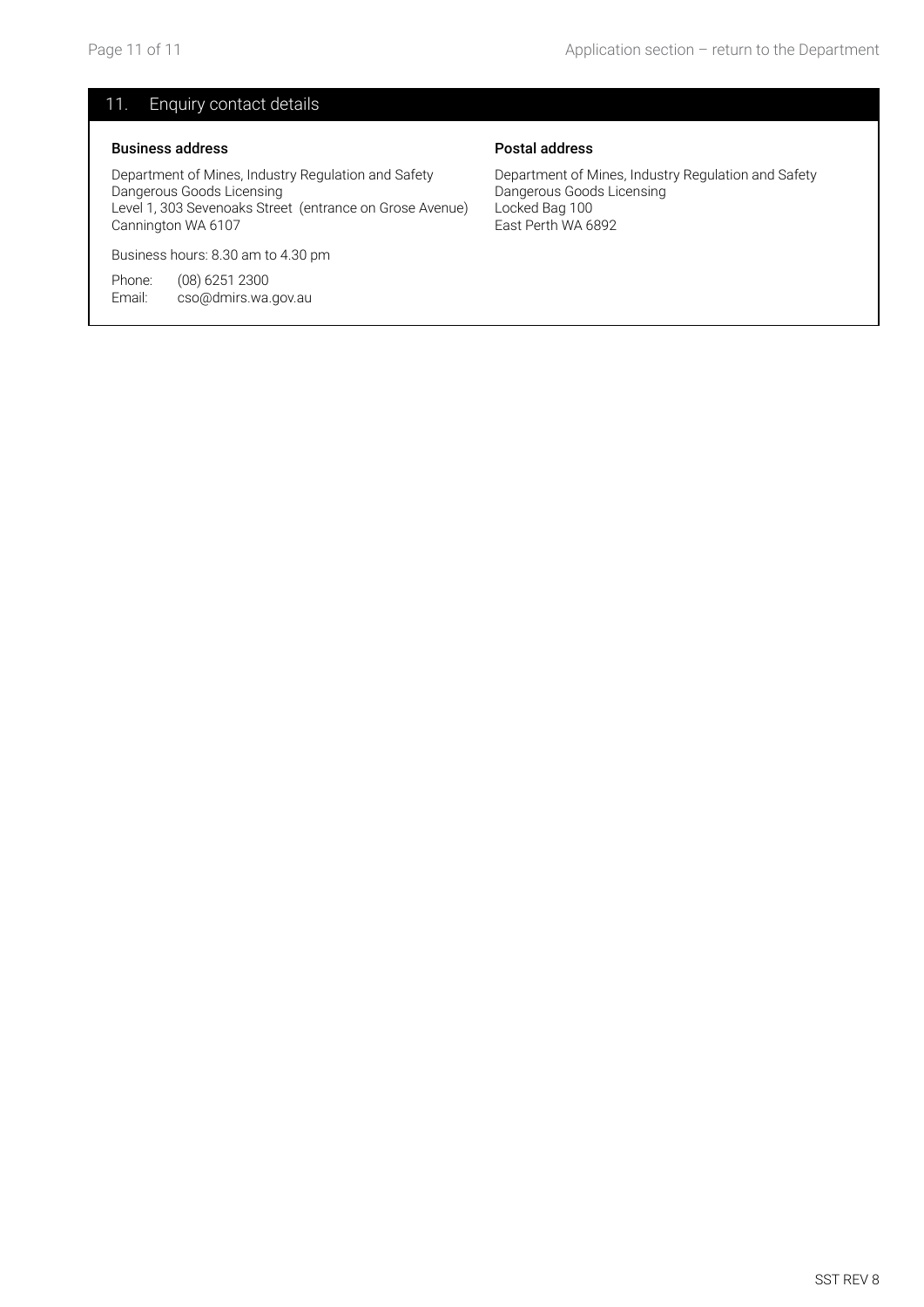## 11. Enquiry contact details

**Business address**

Department of Mines, Industry Regulation and Safety
Dangerous Goods Licensing
Level 1, 303 Sevenoaks Street (entrance on Grose Avenue)
Cannington WA 6107

Business hours: 8.30 am to 4.30 pm

Phone: (08) 6251 2300
Email: cso@dmirs.wa.gov.au

**Postal address**

Department of Mines, Industry Regulation and Safety
Dangerous Goods Licensing
Locked Bag 100
East Perth WA 6892